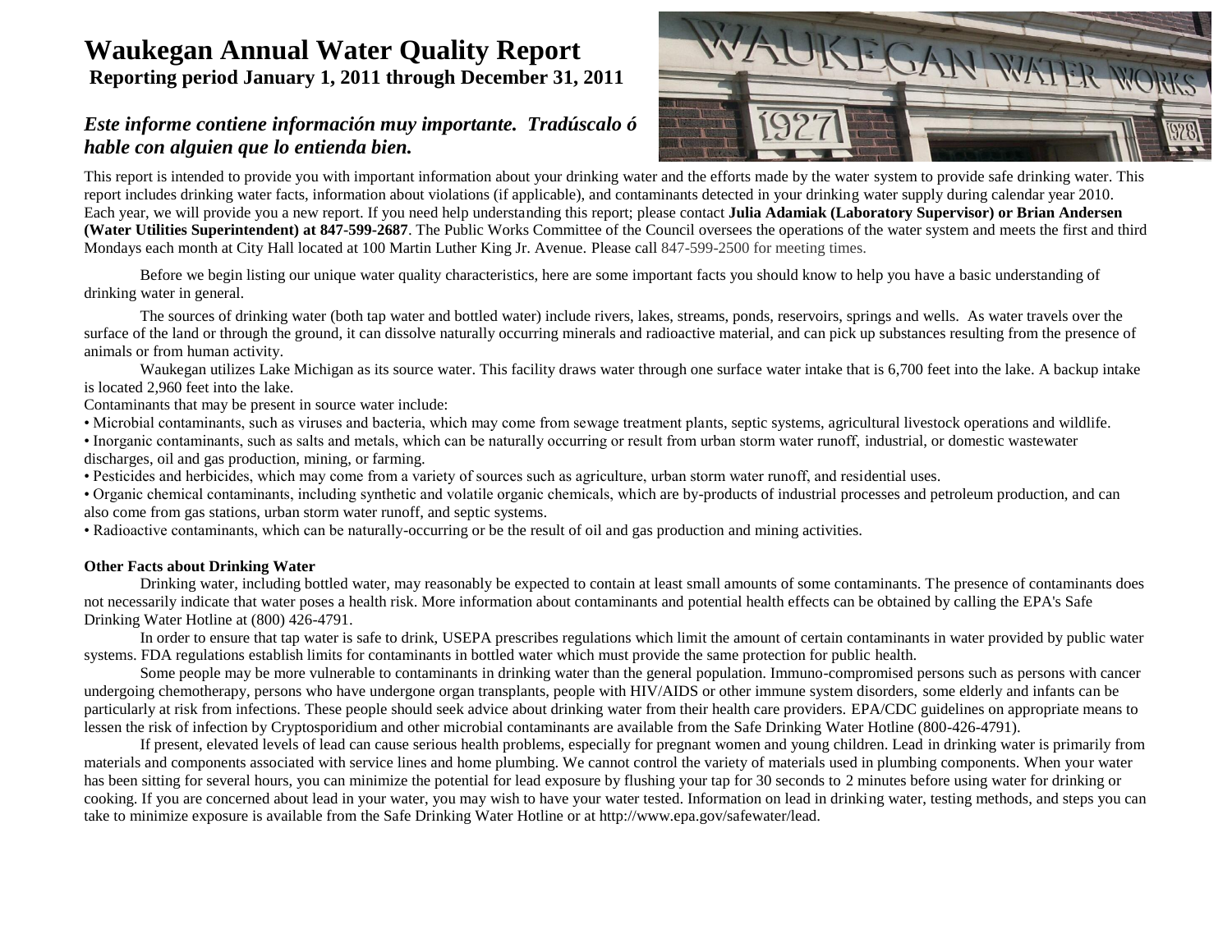# Waukegan Annual Water Quality Report

**Reporting period January 1, 2011 through December 31, 2011**

***Este informe contiene información muy importante. Tradúscalo ó hable con alguien que lo entienda bien.***

This report is intended to provide you with important information about your drinking water and the efforts made by the water system to provide safe drinking water. This report includes drinking water facts, information about violations (if applicable), and contaminants detected in your drinking water supply during calendar year 2010. Each year, we will provide you a new report. If you need help understanding this report; please contact **Julia Adamiak (Laboratory Supervisor) or Brian Andersen (Water Utilities Superintendent) at 847-599-2687**. The Public Works Committee of the Council oversees the operations of the water system and meets the first and third Mondays each month at City Hall located at 100 Martin Luther King Jr. Avenue. Please call 847-599-2500 for meeting times.

Before we begin listing our unique water quality characteristics, here are some important facts you should know to help you have a basic understanding of drinking water in general.

The sources of drinking water (both tap water and bottled water) include rivers, lakes, streams, ponds, reservoirs, springs and wells. As water travels over the surface of the land or through the ground, it can dissolve naturally occurring minerals and radioactive material, and can pick up substances resulting from the presence of animals or from human activity.

Waukegan utilizes Lake Michigan as its source water. This facility draws water through one surface water intake that is 6,700 feet into the lake. A backup intake is located 2,960 feet into the lake.

Contaminants that may be present in source water include:

- Microbial contaminants, such as viruses and bacteria, which may come from sewage treatment plants, septic systems, agricultural livestock operations and wildlife.
- Inorganic contaminants, such as salts and metals, which can be naturally occurring or result from urban storm water runoff, industrial, or domestic wastewater discharges, oil and gas production, mining, or farming.
- Pesticides and herbicides, which may come from a variety of sources such as agriculture, urban storm water runoff, and residential uses.
- Organic chemical contaminants, including synthetic and volatile organic chemicals, which are by-products of industrial processes and petroleum production, and can also come from gas stations, urban storm water runoff, and septic systems.
- Radioactive contaminants, which can be naturally-occurring or be the result of oil and gas production and mining activities.

**Other Facts about Drinking Water**

Drinking water, including bottled water, may reasonably be expected to contain at least small amounts of some contaminants. The presence of contaminants does not necessarily indicate that water poses a health risk. More information about contaminants and potential health effects can be obtained by calling the EPA's Safe Drinking Water Hotline at (800) 426-4791.

In order to ensure that tap water is safe to drink, USEPA prescribes regulations which limit the amount of certain contaminants in water provided by public water systems. FDA regulations establish limits for contaminants in bottled water which must provide the same protection for public health.

Some people may be more vulnerable to contaminants in drinking water than the general population. Immuno-compromised persons such as persons with cancer undergoing chemotherapy, persons who have undergone organ transplants, people with HIV/AIDS or other immune system disorders, some elderly and infants can be particularly at risk from infections. These people should seek advice about drinking water from their health care providers. EPA/CDC guidelines on appropriate means to lessen the risk of infection by Cryptosporidium and other microbial contaminants are available from the Safe Drinking Water Hotline (800-426-4791).

If present, elevated levels of lead can cause serious health problems, especially for pregnant women and young children. Lead in drinking water is primarily from materials and components associated with service lines and home plumbing. We cannot control the variety of materials used in plumbing components. When your water has been sitting for several hours, you can minimize the potential for lead exposure by flushing your tap for 30 seconds to 2 minutes before using water for drinking or cooking. If you are concerned about lead in your water, you may wish to have your water tested. Information on lead in drinking water, testing methods, and steps you can take to minimize exposure is available from the Safe Drinking Water Hotline or at http://www.epa.gov/safewater/lead.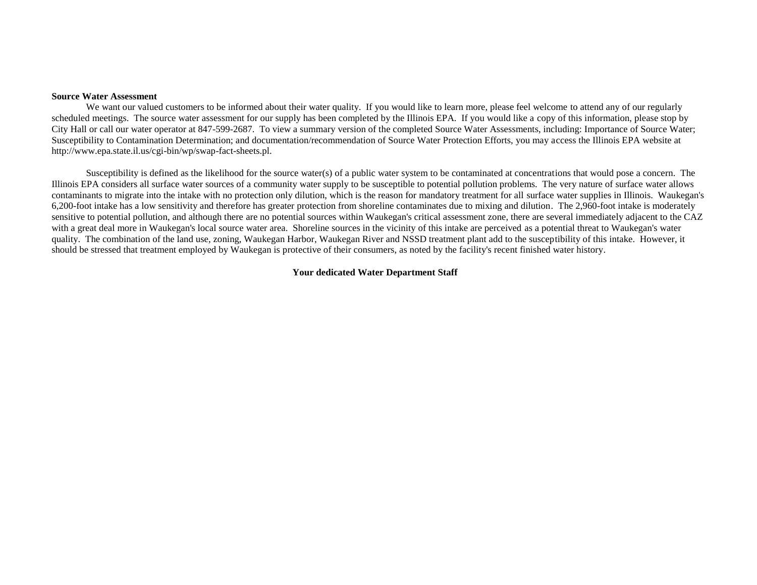**Source Water Assessment**

We want our valued customers to be informed about their water quality. If you would like to learn more, please feel welcome to attend any of our regularly scheduled meetings. The source water assessment for our supply has been completed by the Illinois EPA. If you would like a copy of this information, please stop by City Hall or call our water operator at 847-599-2687. To view a summary version of the completed Source Water Assessments, including: Importance of Source Water; Susceptibility to Contamination Determination; and documentation/recommendation of Source Water Protection Efforts, you may access the Illinois EPA website at http://www.epa.state.il.us/cgi-bin/wp/swap-fact-sheets.pl.

Susceptibility is defined as the likelihood for the source water(s) of a public water system to be contaminated at concentrations that would pose a concern. The Illinois EPA considers all surface water sources of a community water supply to be susceptible to potential pollution problems. The very nature of surface water allows contaminants to migrate into the intake with no protection only dilution, which is the reason for mandatory treatment for all surface water supplies in Illinois. Waukegan's 6,200-foot intake has a low sensitivity and therefore has greater protection from shoreline contaminates due to mixing and dilution. The 2,960-foot intake is moderately sensitive to potential pollution, and although there are no potential sources within Waukegan's critical assessment zone, there are several immediately adjacent to the CAZ with a great deal more in Waukegan's local source water area. Shoreline sources in the vicinity of this intake are perceived as a potential threat to Waukegan's water quality. The combination of the land use, zoning, Waukegan Harbor, Waukegan River and NSSD treatment plant add to the susceptibility of this intake. However, it should be stressed that treatment employed by Waukegan is protective of their consumers, as noted by the facility's recent finished water history.

**Your dedicated Water Department Staff**